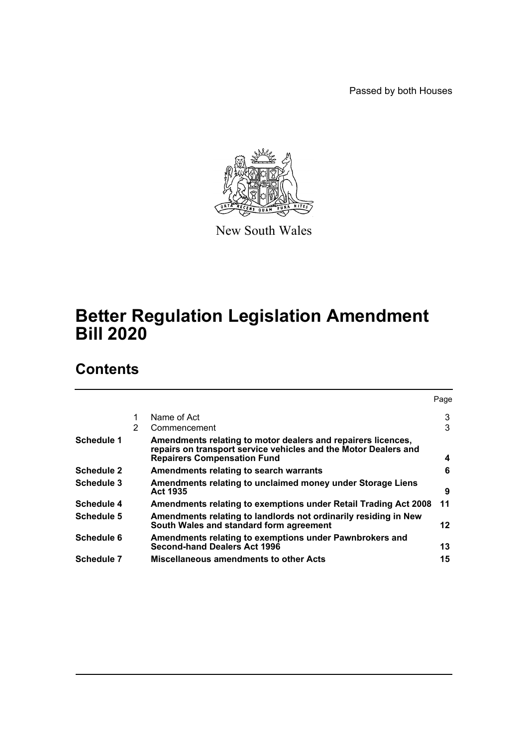Passed by both Houses

New South Wales

# Better Regulation Legislation Amendment Bill 2020

## Contents

| | | | Page |
|---|---|---|---|
| | 1 | Name of Act | 3 |
| | 2 | Commencement | 3 |
| **Schedule 1** | | **Amendments relating to motor dealers and repairers licences, repairs on transport service vehicles and the Motor Dealers and Repairers Compensation Fund** | **4** |
| **Schedule 2** | | **Amendments relating to search warrants** | **6** |
| **Schedule 3** | | **Amendments relating to unclaimed money under Storage Liens Act 1935** | **9** |
| **Schedule 4** | | **Amendments relating to exemptions under Retail Trading Act 2008** | **11** |
| **Schedule 5** | | **Amendments relating to landlords not ordinarily residing in New South Wales and standard form agreement** | **12** |
| **Schedule 6** | | **Amendments relating to exemptions under Pawnbrokers and Second-hand Dealers Act 1996** | **13** |
| **Schedule 7** | | **Miscellaneous amendments to other Acts** | **15** |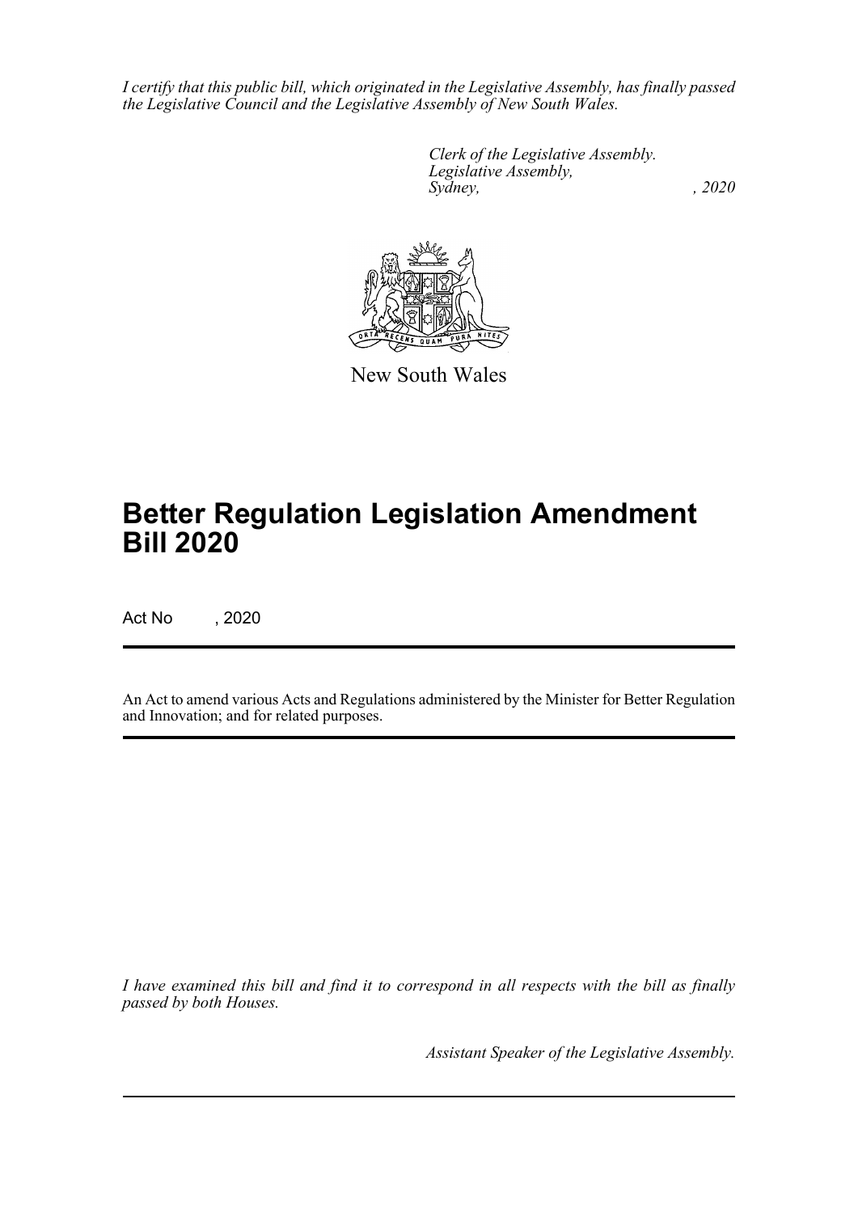*I certify that this public bill, which originated in the Legislative Assembly, has finally passed the Legislative Council and the Legislative Assembly of New South Wales.*

*Clerk of the Legislative Assembly.*
*Legislative Assembly,*
*Sydney, , 2020*

New South Wales

# Better Regulation Legislation Amendment Bill 2020

Act No , 2020

An Act to amend various Acts and Regulations administered by the Minister for Better Regulation and Innovation; and for related purposes.

*I have examined this bill and find it to correspond in all respects with the bill as finally passed by both Houses.*

*Assistant Speaker of the Legislative Assembly.*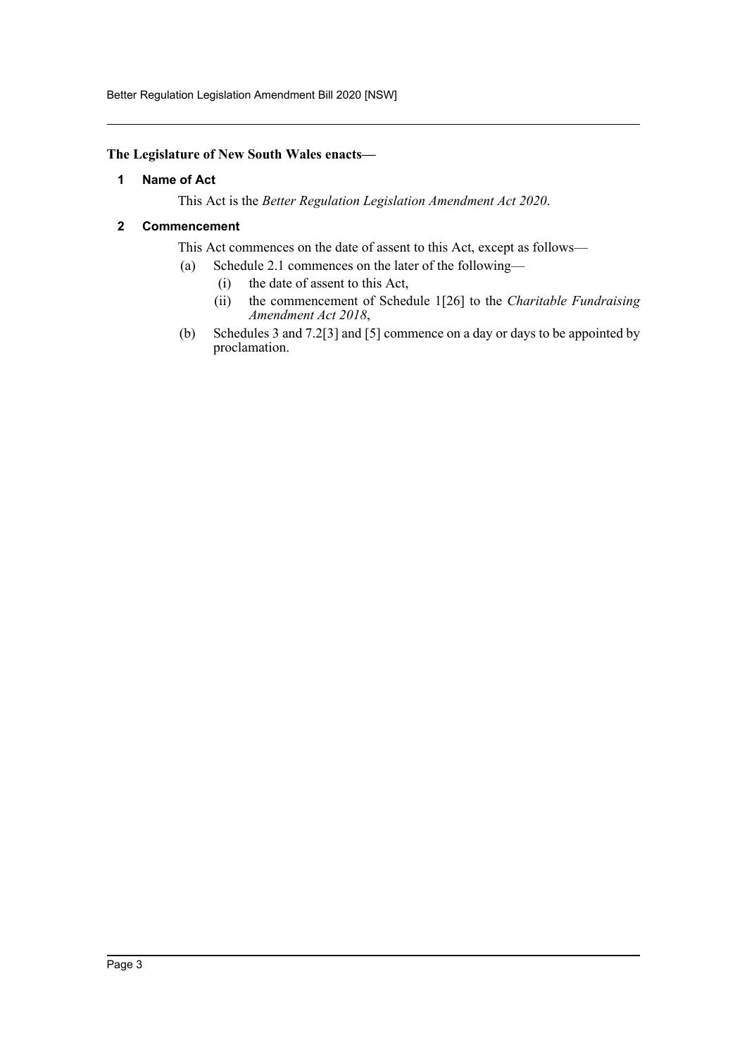**The Legislature of New South Wales enacts—**

## 1 Name of Act

This Act is the *Better Regulation Legislation Amendment Act 2020*.

## 2 Commencement

This Act commences on the date of assent to this Act, except as follows—

(a) Schedule 2.1 commences on the later of the following—

(i) the date of assent to this Act,

(ii) the commencement of Schedule 1[26] to the *Charitable Fundraising Amendment Act 2018*,

(b) Schedules 3 and 7.2[3] and [5] commence on a day or days to be appointed by proclamation.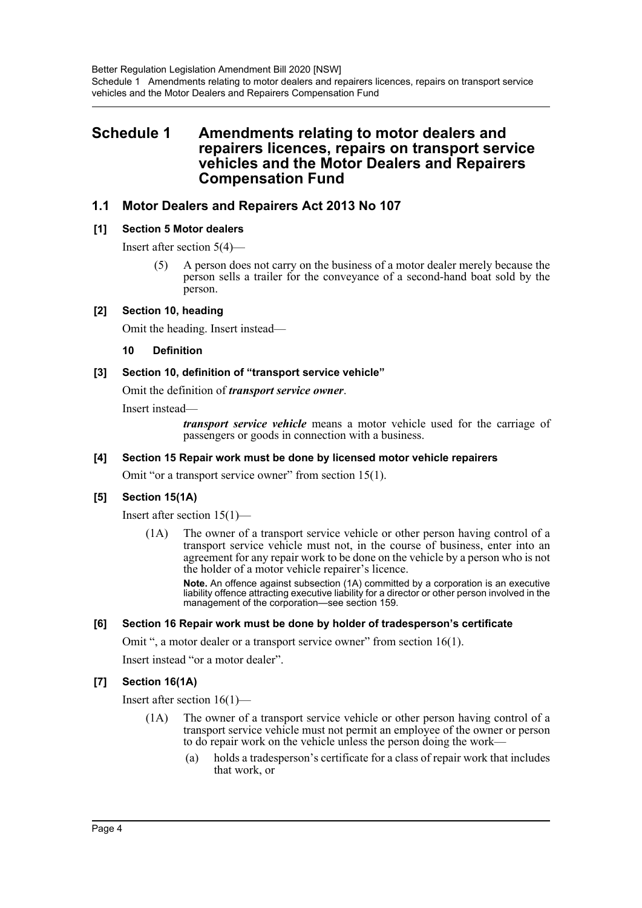# Schedule 1 Amendments relating to motor dealers and repairers licences, repairs on transport service vehicles and the Motor Dealers and Repairers Compensation Fund

## 1.1 Motor Dealers and Repairers Act 2013 No 107

### [1] Section 5 Motor dealers

Insert after section 5(4)—

> (5) A person does not carry on the business of a motor dealer merely because the person sells a trailer for the conveyance of a second-hand boat sold by the person.

### [2] Section 10, heading

Omit the heading. Insert instead—

> **10 Definition**

### [3] Section 10, definition of "transport service vehicle"

Omit the definition of ***transport service owner***.

Insert instead—

> ***transport service vehicle*** means a motor vehicle used for the carriage of passengers or goods in connection with a business.

### [4] Section 15 Repair work must be done by licensed motor vehicle repairers

Omit "or a transport service owner" from section 15(1).

### [5] Section 15(1A)

Insert after section 15(1)—

> (1A) The owner of a transport service vehicle or other person having control of a transport service vehicle must not, in the course of business, enter into an agreement for any repair work to be done on the vehicle by a person who is not the holder of a motor vehicle repairer's licence.
>
> **Note.** An offence against subsection (1A) committed by a corporation is an executive liability offence attracting executive liability for a director or other person involved in the management of the corporation—see section 159.

### [6] Section 16 Repair work must be done by holder of tradesperson's certificate

Omit ", a motor dealer or a transport service owner" from section 16(1).

Insert instead "or a motor dealer".

### [7] Section 16(1A)

Insert after section 16(1)—

> (1A) The owner of a transport service vehicle or other person having control of a transport service vehicle must not permit an employee of the owner or person to do repair work on the vehicle unless the person doing the work—
>
> (a) holds a tradesperson's certificate for a class of repair work that includes that work, or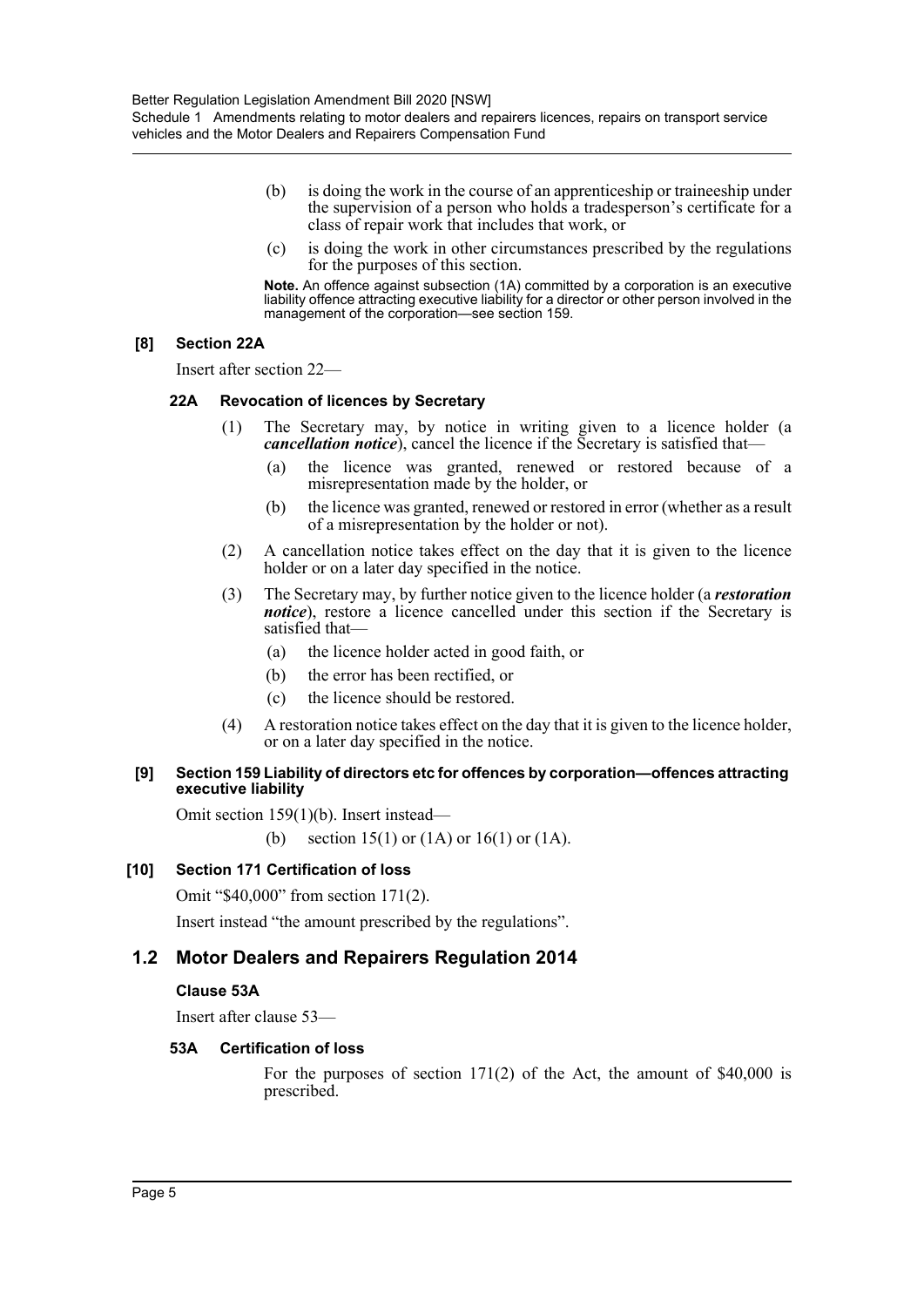(b) is doing the work in the course of an apprenticeship or traineeship under the supervision of a person who holds a tradesperson's certificate for a class of repair work that includes that work, or

(c) is doing the work in other circumstances prescribed by the regulations for the purposes of this section.

**Note.** An offence against subsection (1A) committed by a corporation is an executive liability offence attracting executive liability for a director or other person involved in the management of the corporation—see section 159.

### [8] Section 22A

Insert after section 22—

#### 22A Revocation of licences by Secretary

(1) The Secretary may, by notice in writing given to a licence holder (a ***cancellation notice***), cancel the licence if the Secretary is satisfied that—

(a) the licence was granted, renewed or restored because of a misrepresentation made by the holder, or

(b) the licence was granted, renewed or restored in error (whether as a result of a misrepresentation by the holder or not).

(2) A cancellation notice takes effect on the day that it is given to the licence holder or on a later day specified in the notice.

(3) The Secretary may, by further notice given to the licence holder (a ***restoration notice***), restore a licence cancelled under this section if the Secretary is satisfied that—

(a) the licence holder acted in good faith, or

(b) the error has been rectified, or

(c) the licence should be restored.

(4) A restoration notice takes effect on the day that it is given to the licence holder, or on a later day specified in the notice.

### [9] Section 159 Liability of directors etc for offences by corporation—offences attracting executive liability

Omit section 159(1)(b). Insert instead—

(b) section 15(1) or (1A) or 16(1) or (1A).

### [10] Section 171 Certification of loss

Omit "$40,000" from section 171(2).

Insert instead "the amount prescribed by the regulations".

## 1.2 Motor Dealers and Repairers Regulation 2014

### Clause 53A

Insert after clause 53—

#### 53A Certification of loss

For the purposes of section 171(2) of the Act, the amount of $40,000 is prescribed.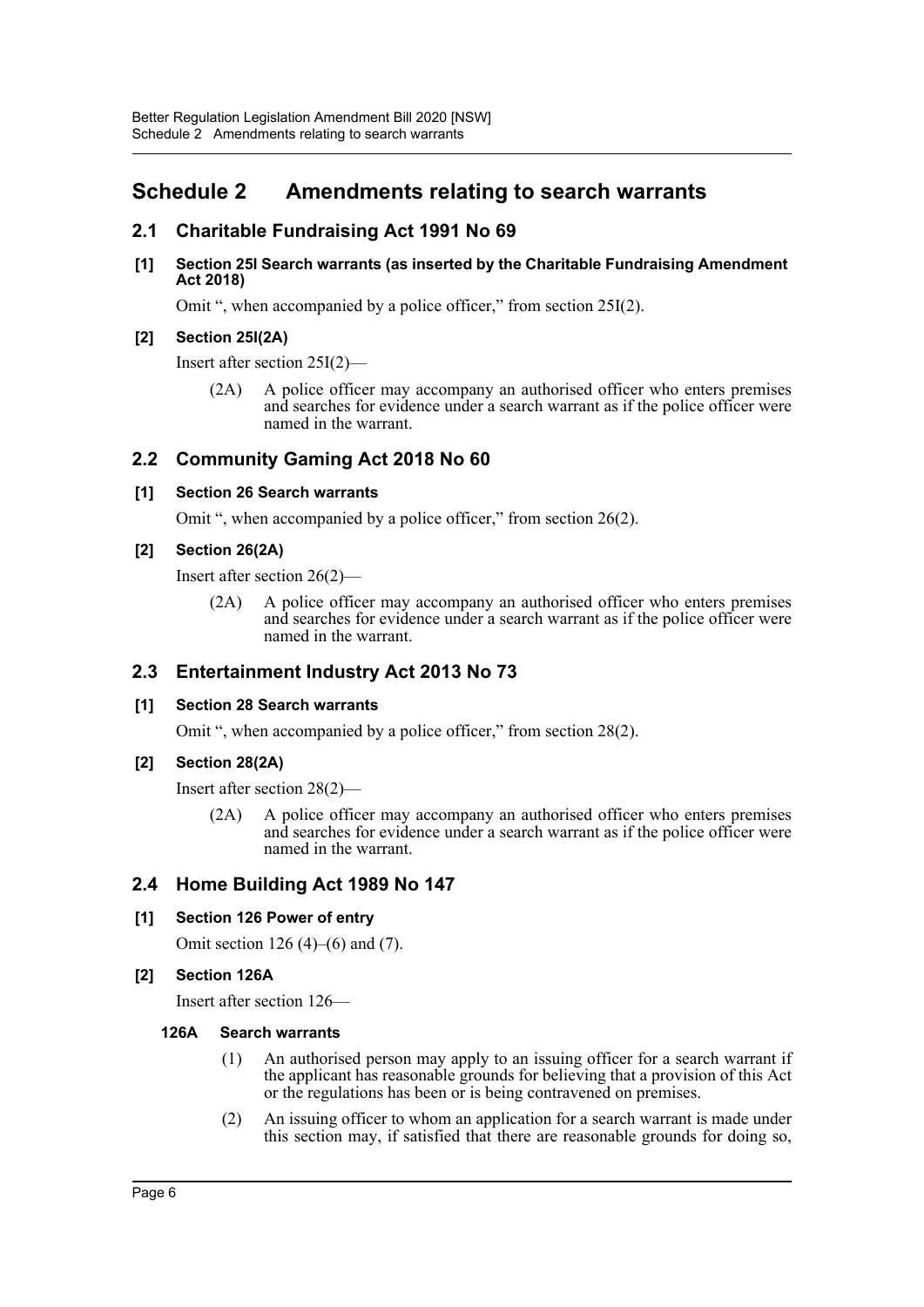# Schedule 2 Amendments relating to search warrants

## 2.1 Charitable Fundraising Act 1991 No 69

**[1] Section 25I Search warrants (as inserted by the Charitable Fundraising Amendment Act 2018)**

Omit ", when accompanied by a police officer," from section 25I(2).

**[2] Section 25I(2A)**

Insert after section 25I(2)—

(2A) A police officer may accompany an authorised officer who enters premises and searches for evidence under a search warrant as if the police officer were named in the warrant.

## 2.2 Community Gaming Act 2018 No 60

**[1] Section 26 Search warrants**

Omit ", when accompanied by a police officer," from section 26(2).

**[2] Section 26(2A)**

Insert after section 26(2)—

(2A) A police officer may accompany an authorised officer who enters premises and searches for evidence under a search warrant as if the police officer were named in the warrant.

## 2.3 Entertainment Industry Act 2013 No 73

**[1] Section 28 Search warrants**

Omit ", when accompanied by a police officer," from section 28(2).

**[2] Section 28(2A)**

Insert after section 28(2)—

(2A) A police officer may accompany an authorised officer who enters premises and searches for evidence under a search warrant as if the police officer were named in the warrant.

## 2.4 Home Building Act 1989 No 147

**[1] Section 126 Power of entry**

Omit section 126 (4)–(6) and (7).

**[2] Section 126A**

Insert after section 126—

**126A Search warrants**

(1) An authorised person may apply to an issuing officer for a search warrant if the applicant has reasonable grounds for believing that a provision of this Act or the regulations has been or is being contravened on premises.

(2) An issuing officer to whom an application for a search warrant is made under this section may, if satisfied that there are reasonable grounds for doing so,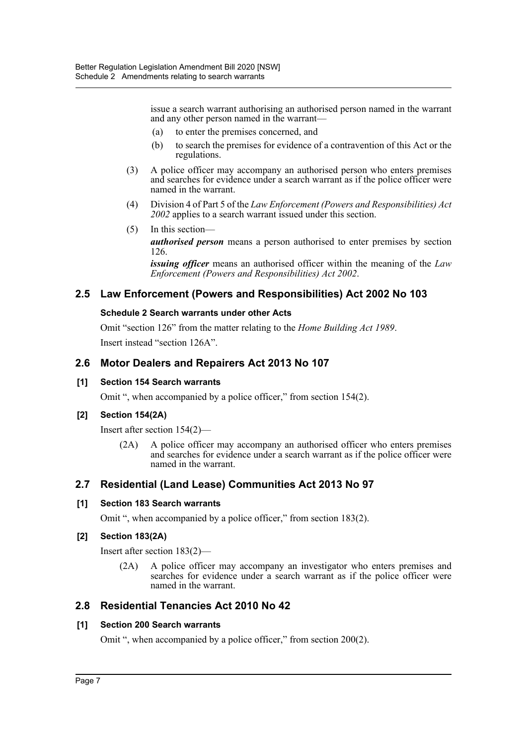issue a search warrant authorising an authorised person named in the warrant and any other person named in the warrant—

(a) to enter the premises concerned, and

(b) to search the premises for evidence of a contravention of this Act or the regulations.

(3) A police officer may accompany an authorised person who enters premises and searches for evidence under a search warrant as if the police officer were named in the warrant.

(4) Division 4 of Part 5 of the *Law Enforcement (Powers and Responsibilities) Act 2002* applies to a search warrant issued under this section.

(5) In this section—

***authorised person*** means a person authorised to enter premises by section 126.

***issuing officer*** means an authorised officer within the meaning of the *Law Enforcement (Powers and Responsibilities) Act 2002*.

## 2.5 Law Enforcement (Powers and Responsibilities) Act 2002 No 103

#### Schedule 2 Search warrants under other Acts

Omit "section 126" from the matter relating to the *Home Building Act 1989*.

Insert instead "section 126A".

## 2.6 Motor Dealers and Repairers Act 2013 No 107

#### [1] Section 154 Search warrants

Omit ", when accompanied by a police officer," from section 154(2).

#### [2] Section 154(2A)

Insert after section 154(2)—

(2A) A police officer may accompany an authorised officer who enters premises and searches for evidence under a search warrant as if the police officer were named in the warrant.

## 2.7 Residential (Land Lease) Communities Act 2013 No 97

#### [1] Section 183 Search warrants

Omit ", when accompanied by a police officer," from section 183(2).

#### [2] Section 183(2A)

Insert after section 183(2)—

(2A) A police officer may accompany an investigator who enters premises and searches for evidence under a search warrant as if the police officer were named in the warrant.

## 2.8 Residential Tenancies Act 2010 No 42

#### [1] Section 200 Search warrants

Omit ", when accompanied by a police officer," from section 200(2).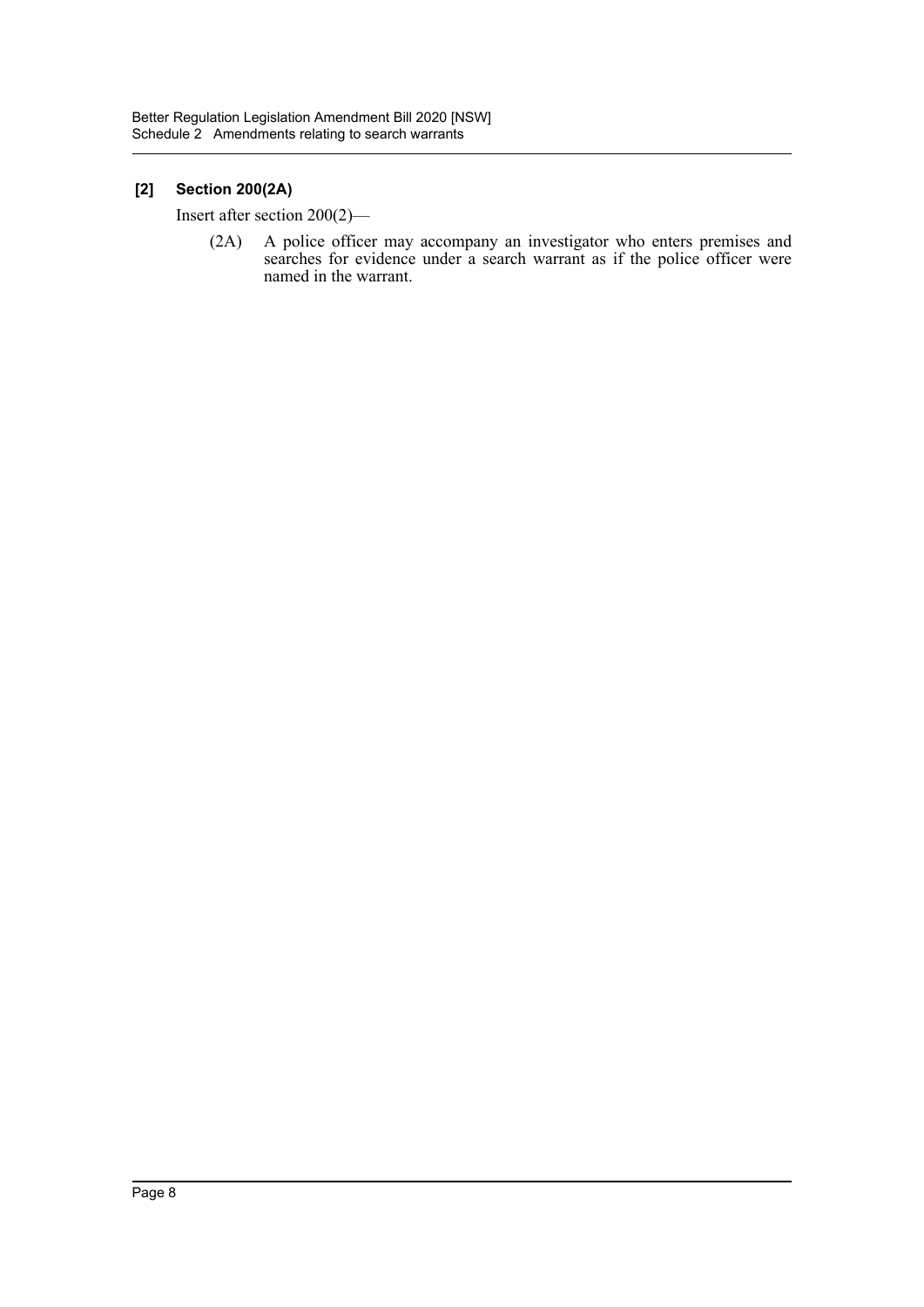**[2] Section 200(2A)**

Insert after section 200(2)—

(2A) A police officer may accompany an investigator who enters premises and searches for evidence under a search warrant as if the police officer were named in the warrant.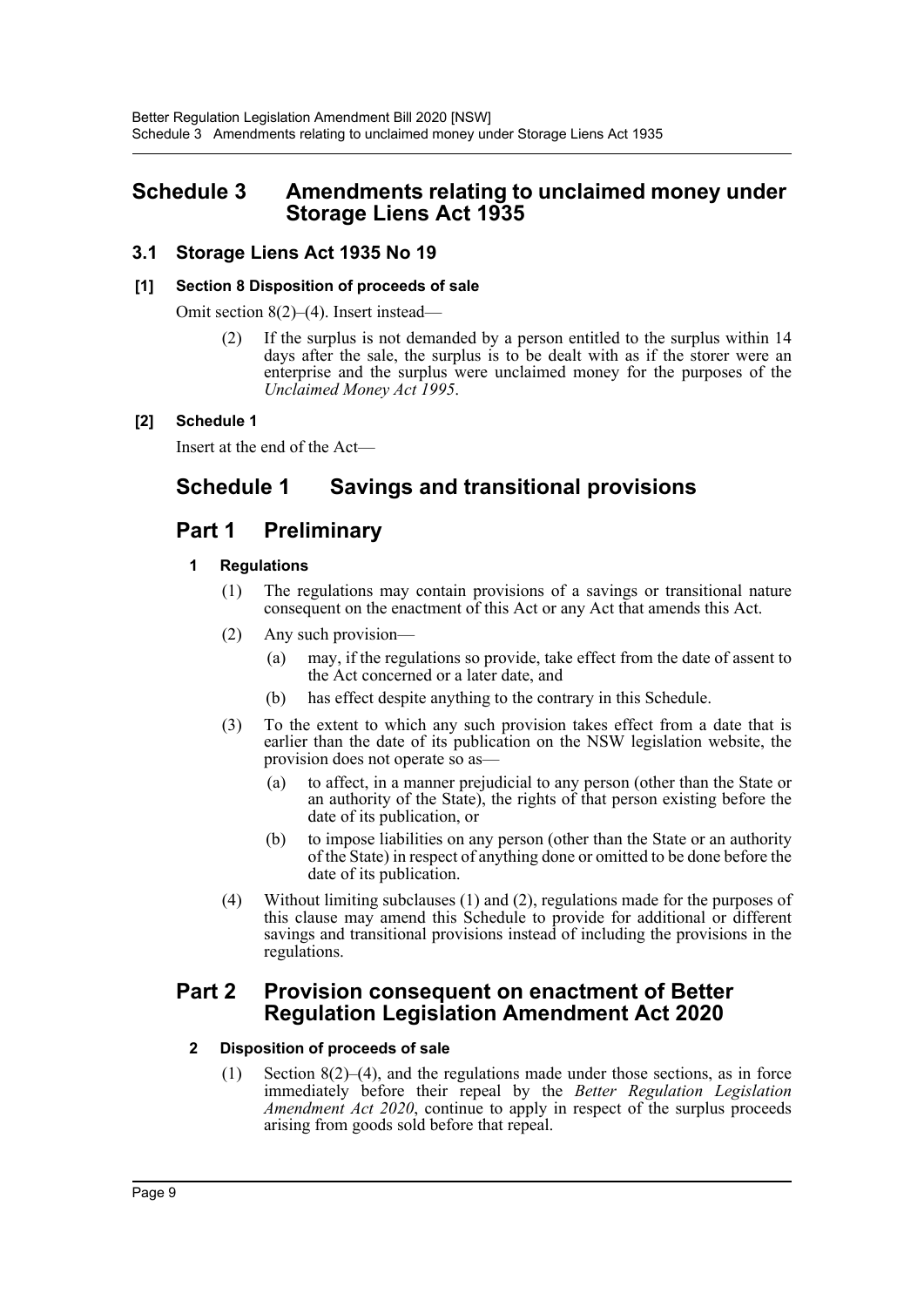# Schedule 3 Amendments relating to unclaimed money under Storage Liens Act 1935

## 3.1 Storage Liens Act 1935 No 19

### [1] Section 8 Disposition of proceeds of sale

Omit section 8(2)–(4). Insert instead—

> (2) If the surplus is not demanded by a person entitled to the surplus within 14 days after the sale, the surplus is to be dealt with as if the storer were an enterprise and the surplus were unclaimed money for the purposes of the *Unclaimed Money Act 1995*.

### [2] Schedule 1

Insert at the end of the Act—

# Schedule 1 Savings and transitional provisions

## Part 1 Preliminary

### 1 Regulations

(1) The regulations may contain provisions of a savings or transitional nature consequent on the enactment of this Act or any Act that amends this Act.

(2) Any such provision—

- (a) may, if the regulations so provide, take effect from the date of assent to the Act concerned or a later date, and
- (b) has effect despite anything to the contrary in this Schedule.

(3) To the extent to which any such provision takes effect from a date that is earlier than the date of its publication on the NSW legislation website, the provision does not operate so as—

- (a) to affect, in a manner prejudicial to any person (other than the State or an authority of the State), the rights of that person existing before the date of its publication, or
- (b) to impose liabilities on any person (other than the State or an authority of the State) in respect of anything done or omitted to be done before the date of its publication.

(4) Without limiting subclauses (1) and (2), regulations made for the purposes of this clause may amend this Schedule to provide for additional or different savings and transitional provisions instead of including the provisions in the regulations.

## Part 2 Provision consequent on enactment of Better Regulation Legislation Amendment Act 2020

### 2 Disposition of proceeds of sale

(1) Section 8(2)–(4), and the regulations made under those sections, as in force immediately before their repeal by the *Better Regulation Legislation Amendment Act 2020*, continue to apply in respect of the surplus proceeds arising from goods sold before that repeal.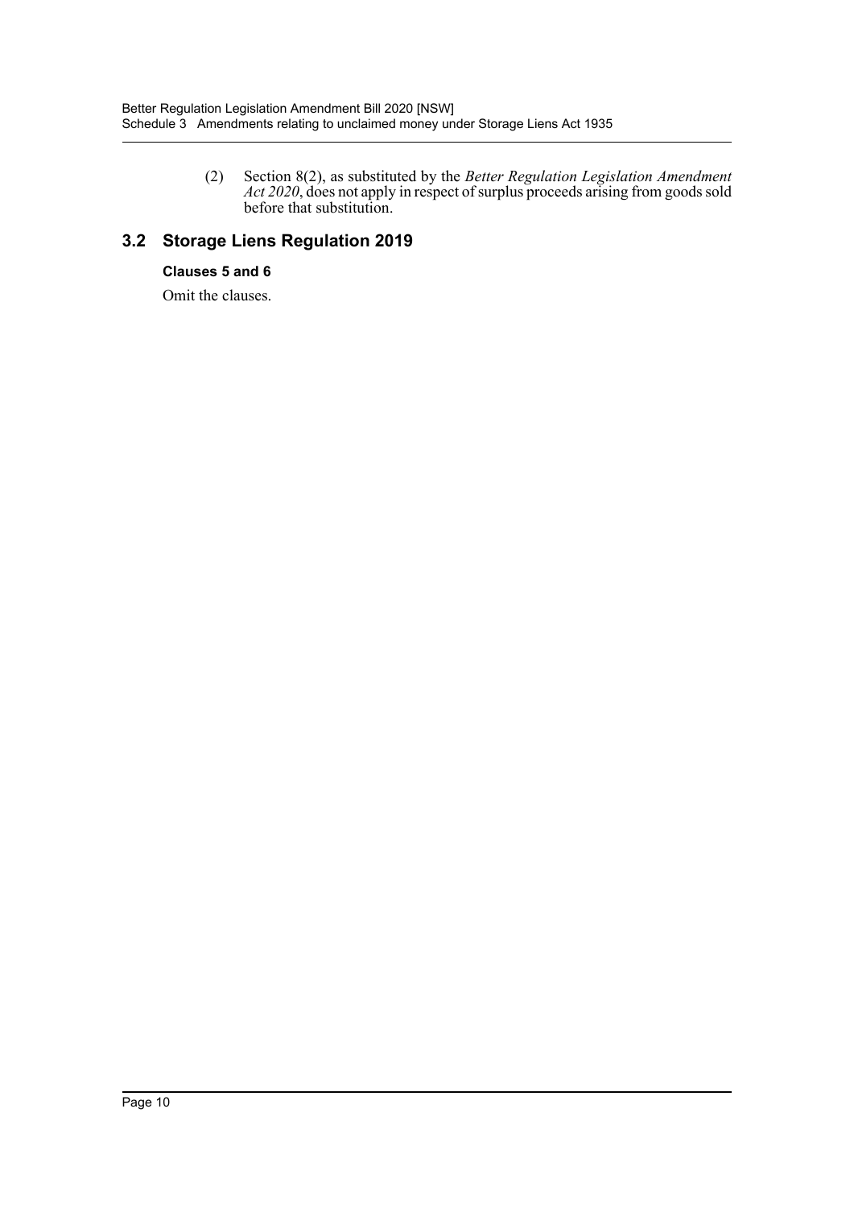(2) Section 8(2), as substituted by the *Better Regulation Legislation Amendment Act 2020*, does not apply in respect of surplus proceeds arising from goods sold before that substitution.

## 3.2 Storage Liens Regulation 2019

**Clauses 5 and 6**

Omit the clauses.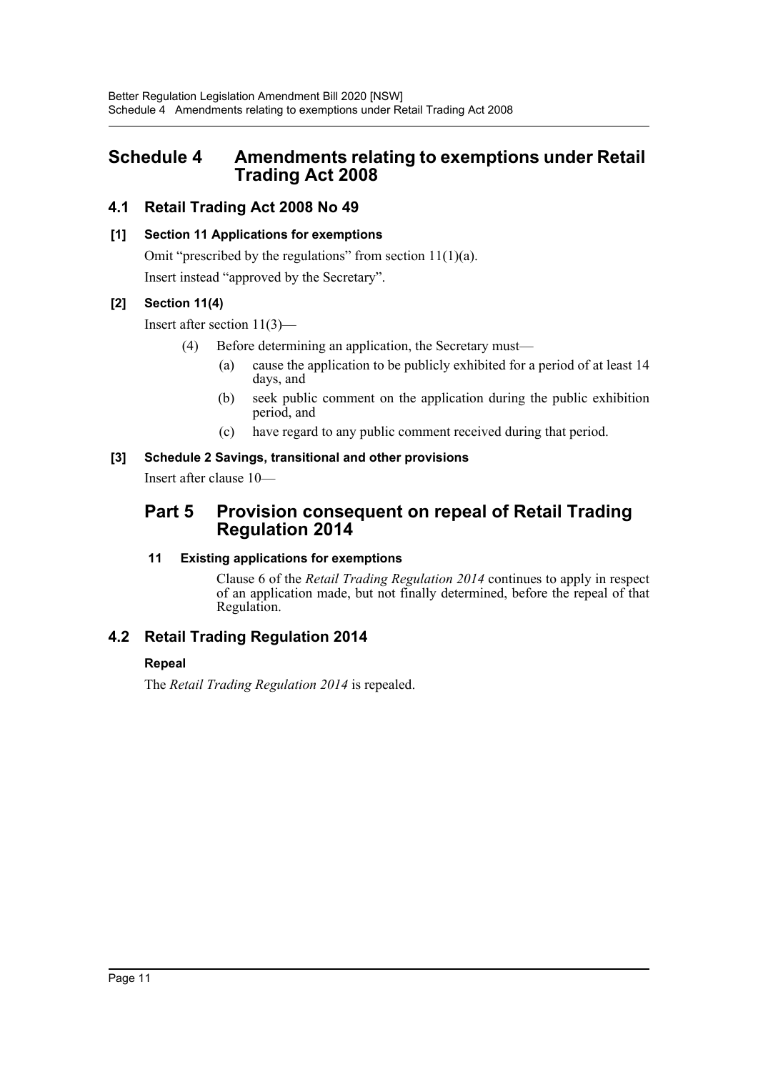# Schedule 4 Amendments relating to exemptions under Retail Trading Act 2008

## 4.1 Retail Trading Act 2008 No 49

### [1] Section 11 Applications for exemptions

Omit "prescribed by the regulations" from section 11(1)(a).

Insert instead "approved by the Secretary".

### [2] Section 11(4)

Insert after section 11(3)—

(4) Before determining an application, the Secretary must—

(a) cause the application to be publicly exhibited for a period of at least 14 days, and

(b) seek public comment on the application during the public exhibition period, and

(c) have regard to any public comment received during that period.

### [3] Schedule 2 Savings, transitional and other provisions

Insert after clause 10—

## Part 5 Provision consequent on repeal of Retail Trading Regulation 2014

### 11 Existing applications for exemptions

Clause 6 of the *Retail Trading Regulation 2014* continues to apply in respect of an application made, but not finally determined, before the repeal of that Regulation.

## 4.2 Retail Trading Regulation 2014

### Repeal

The *Retail Trading Regulation 2014* is repealed.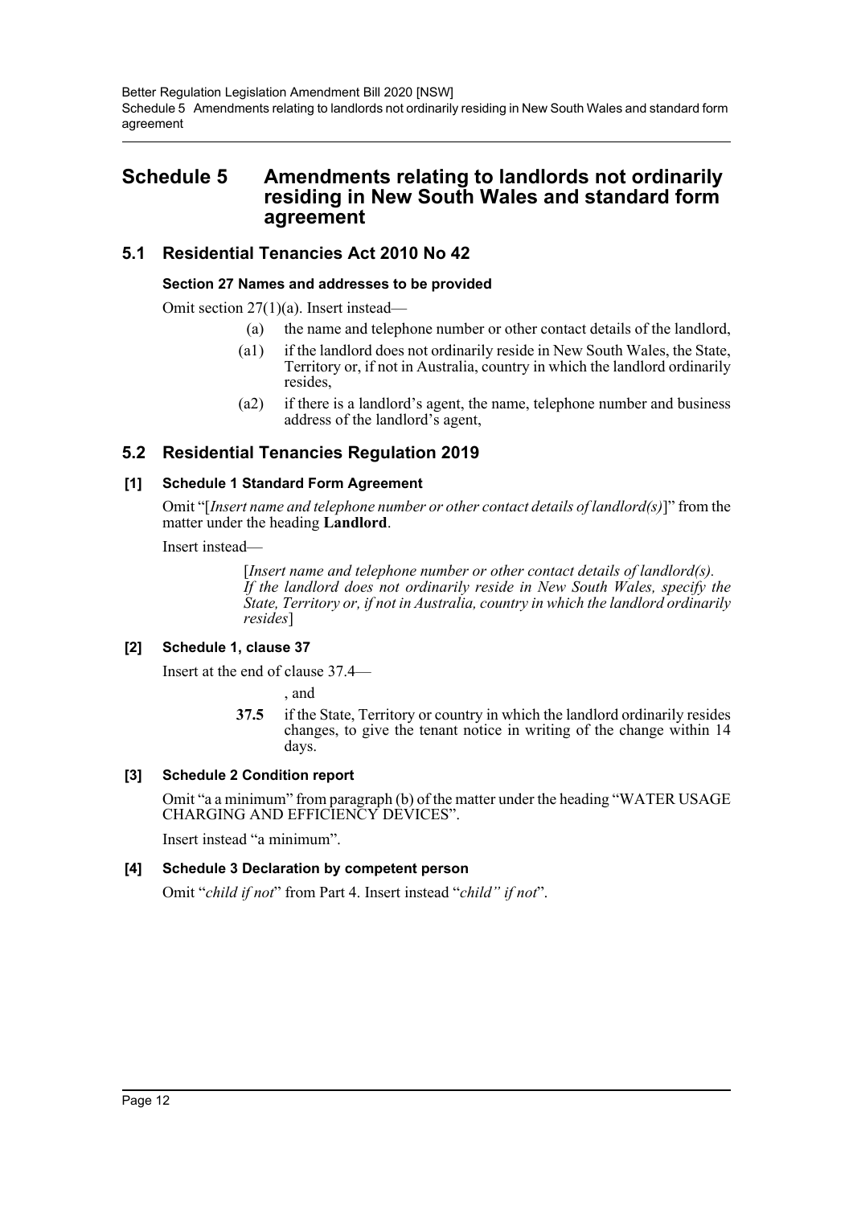# Schedule 5 Amendments relating to landlords not ordinarily residing in New South Wales and standard form agreement

## 5.1 Residential Tenancies Act 2010 No 42

### Section 27 Names and addresses to be provided

Omit section 27(1)(a). Insert instead—

> (a) the name and telephone number or other contact details of the landlord,
>
> (a1) if the landlord does not ordinarily reside in New South Wales, the State, Territory or, if not in Australia, country in which the landlord ordinarily resides,
>
> (a2) if there is a landlord's agent, the name, telephone number and business address of the landlord's agent,

## 5.2 Residential Tenancies Regulation 2019

### [1] Schedule 1 Standard Form Agreement

Omit "[*Insert name and telephone number or other contact details of landlord(s)*]" from the matter under the heading **Landlord**.

Insert instead—

> [*Insert name and telephone number or other contact details of landlord(s). If the landlord does not ordinarily reside in New South Wales, specify the State, Territory or, if not in Australia, country in which the landlord ordinarily resides*]

### [2] Schedule 1, clause 37

Insert at the end of clause 37.4—

> , and
>
> **37.5** if the State, Territory or country in which the landlord ordinarily resides changes, to give the tenant notice in writing of the change within 14 days.

### [3] Schedule 2 Condition report

Omit "a a minimum" from paragraph (b) of the matter under the heading "WATER USAGE CHARGING AND EFFICIENCY DEVICES".

Insert instead "a minimum".

### [4] Schedule 3 Declaration by competent person

Omit "*child if not*" from Part 4. Insert instead "*child" if not*".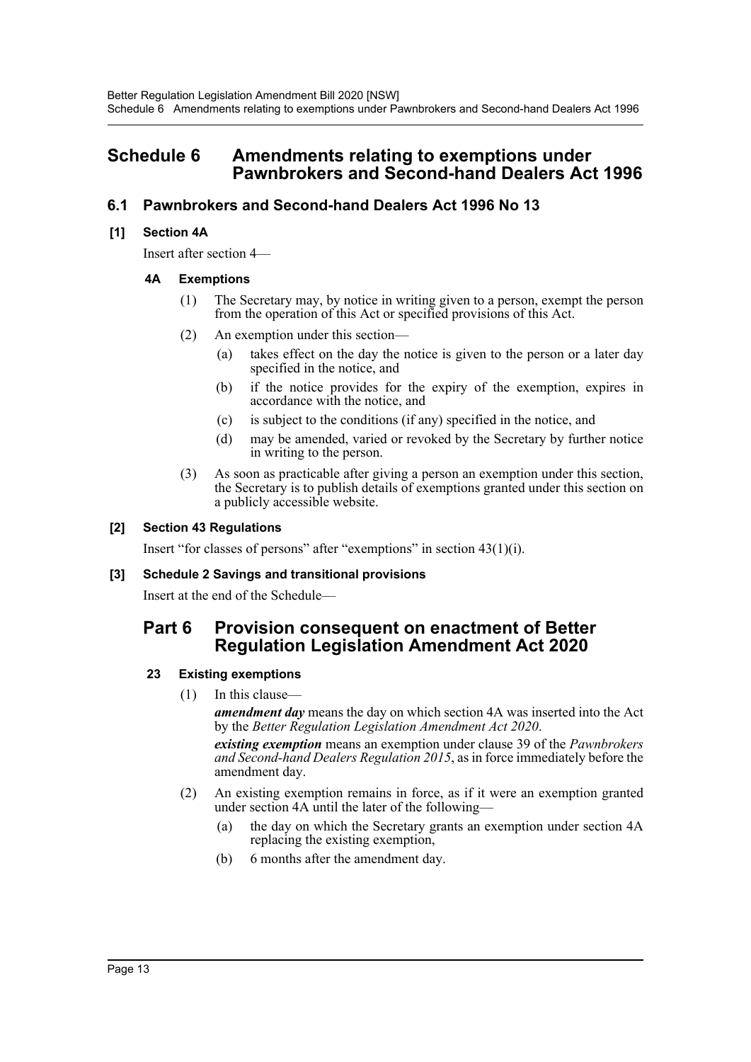# Schedule 6 Amendments relating to exemptions under Pawnbrokers and Second-hand Dealers Act 1996

## 6.1 Pawnbrokers and Second-hand Dealers Act 1996 No 13

### [1] Section 4A

Insert after section 4—

#### 4A Exemptions

(1) The Secretary may, by notice in writing given to a person, exempt the person from the operation of this Act or specified provisions of this Act.

(2) An exemption under this section—

(a) takes effect on the day the notice is given to the person or a later day specified in the notice, and

(b) if the notice provides for the expiry of the exemption, expires in accordance with the notice, and

(c) is subject to the conditions (if any) specified in the notice, and

(d) may be amended, varied or revoked by the Secretary by further notice in writing to the person.

(3) As soon as practicable after giving a person an exemption under this section, the Secretary is to publish details of exemptions granted under this section on a publicly accessible website.

### [2] Section 43 Regulations

Insert "for classes of persons" after "exemptions" in section 43(1)(i).

### [3] Schedule 2 Savings and transitional provisions

Insert at the end of the Schedule—

## Part 6 Provision consequent on enactment of Better Regulation Legislation Amendment Act 2020

#### 23 Existing exemptions

(1) In this clause—

***amendment day*** means the day on which section 4A was inserted into the Act by the *Better Regulation Legislation Amendment Act 2020*.

***existing exemption*** means an exemption under clause 39 of the *Pawnbrokers and Second-hand Dealers Regulation 2015*, as in force immediately before the amendment day.

(2) An existing exemption remains in force, as if it were an exemption granted under section 4A until the later of the following—

(a) the day on which the Secretary grants an exemption under section 4A replacing the existing exemption,

(b) 6 months after the amendment day.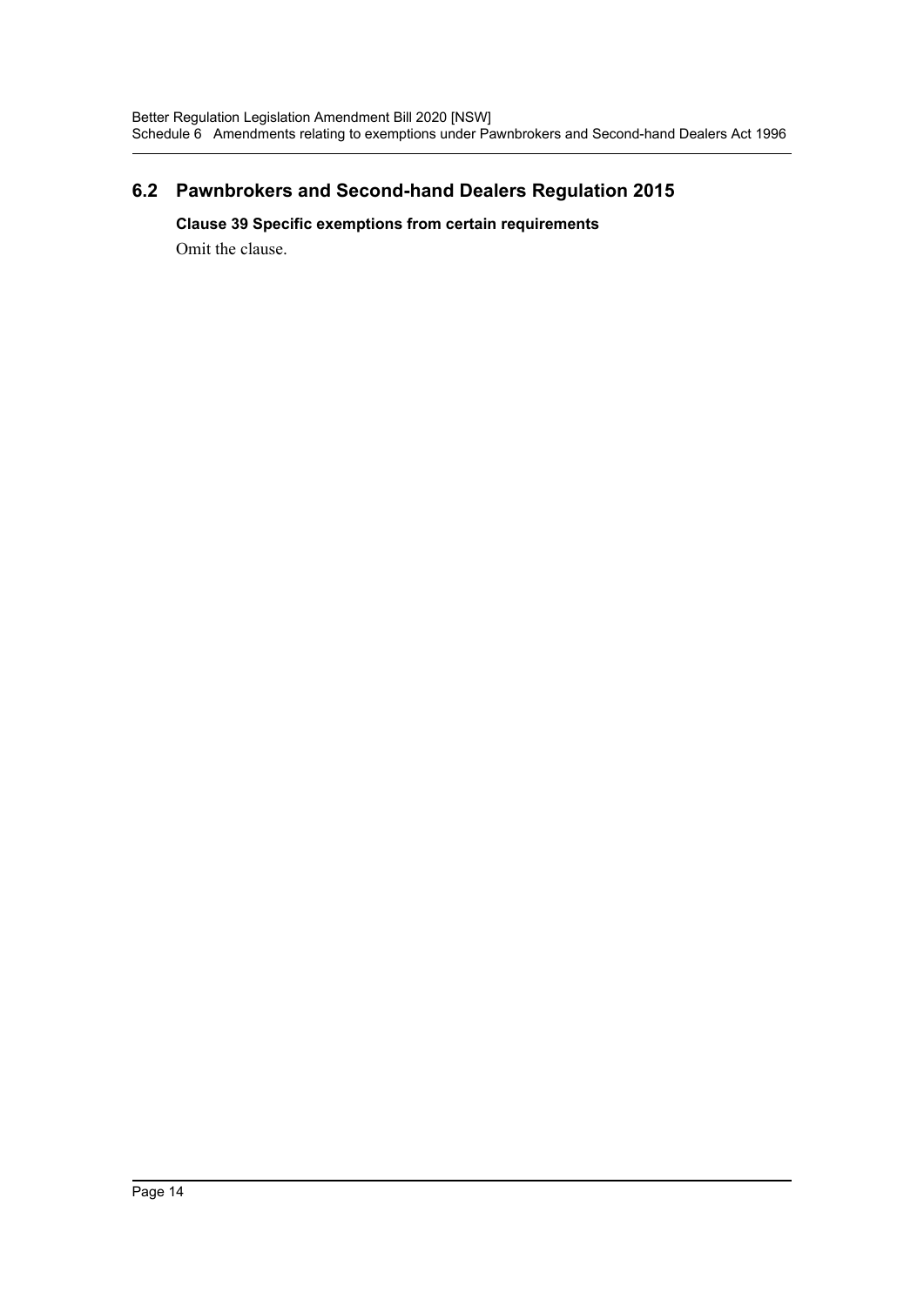## 6.2 Pawnbrokers and Second-hand Dealers Regulation 2015

**Clause 39 Specific exemptions from certain requirements**

Omit the clause.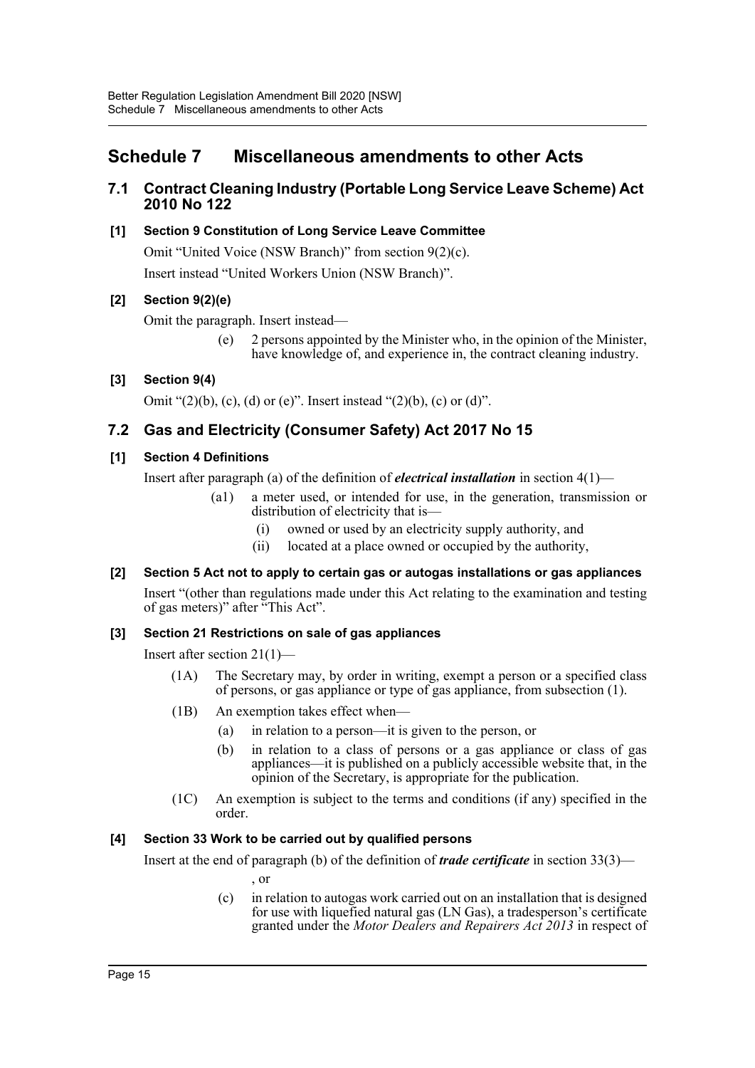# Schedule 7 Miscellaneous amendments to other Acts

## 7.1 Contract Cleaning Industry (Portable Long Service Leave Scheme) Act 2010 No 122

### [1] Section 9 Constitution of Long Service Leave Committee

Omit "United Voice (NSW Branch)" from section 9(2)(c).

Insert instead "United Workers Union (NSW Branch)".

### [2] Section 9(2)(e)

Omit the paragraph. Insert instead—

> (e) 2 persons appointed by the Minister who, in the opinion of the Minister, have knowledge of, and experience in, the contract cleaning industry.

### [3] Section 9(4)

Omit "(2)(b), (c), (d) or (e)". Insert instead "(2)(b), (c) or (d)".

## 7.2 Gas and Electricity (Consumer Safety) Act 2017 No 15

### [1] Section 4 Definitions

Insert after paragraph (a) of the definition of ***electrical installation*** in section 4(1)—

> (a1) a meter used, or intended for use, in the generation, transmission or distribution of electricity that is—
>
> (i) owned or used by an electricity supply authority, and
>
> (ii) located at a place owned or occupied by the authority,

### [2] Section 5 Act not to apply to certain gas or autogas installations or gas appliances

Insert "(other than regulations made under this Act relating to the examination and testing of gas meters)" after "This Act".

### [3] Section 21 Restrictions on sale of gas appliances

Insert after section 21(1)—

> (1A) The Secretary may, by order in writing, exempt a person or a specified class of persons, or gas appliance or type of gas appliance, from subsection (1).
>
> (1B) An exemption takes effect when—
>
> (a) in relation to a person—it is given to the person, or
>
> (b) in relation to a class of persons or a gas appliance or class of gas appliances—it is published on a publicly accessible website that, in the opinion of the Secretary, is appropriate for the publication.
>
> (1C) An exemption is subject to the terms and conditions (if any) specified in the order.

### [4] Section 33 Work to be carried out by qualified persons

Insert at the end of paragraph (b) of the definition of ***trade certificate*** in section 33(3)—

> , or
>
> (c) in relation to autogas work carried out on an installation that is designed for use with liquefied natural gas (LN Gas), a tradesperson's certificate granted under the *Motor Dealers and Repairers Act 2013* in respect of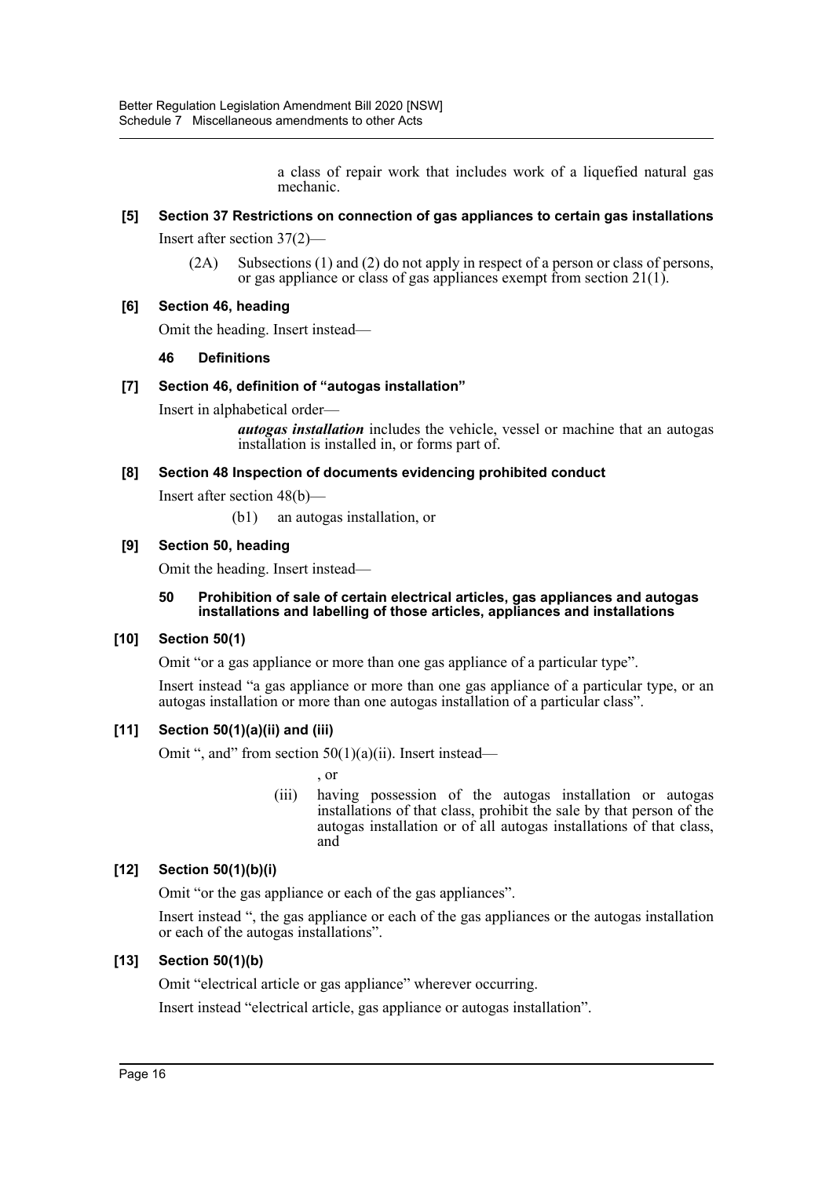a class of repair work that includes work of a liquefied natural gas mechanic.

**[5] Section 37 Restrictions on connection of gas appliances to certain gas installations**

Insert after section 37(2)—

(2A) Subsections (1) and (2) do not apply in respect of a person or class of persons, or gas appliance or class of gas appliances exempt from section 21(1).

**[6] Section 46, heading**

Omit the heading. Insert instead—

**46 Definitions**

**[7] Section 46, definition of "autogas installation"**

Insert in alphabetical order—

***autogas installation*** includes the vehicle, vessel or machine that an autogas installation is installed in, or forms part of.

**[8] Section 48 Inspection of documents evidencing prohibited conduct**

Insert after section 48(b)—

(b1) an autogas installation, or

**[9] Section 50, heading**

Omit the heading. Insert instead—

**50 Prohibition of sale of certain electrical articles, gas appliances and autogas installations and labelling of those articles, appliances and installations**

**[10] Section 50(1)**

Omit "or a gas appliance or more than one gas appliance of a particular type".

Insert instead "a gas appliance or more than one gas appliance of a particular type, or an autogas installation or more than one autogas installation of a particular class".

**[11] Section 50(1)(a)(ii) and (iii)**

Omit ", and" from section 50(1)(a)(ii). Insert instead—

, or

(iii) having possession of the autogas installation or autogas installations of that class, prohibit the sale by that person of the autogas installation or of all autogas installations of that class, and

**[12] Section 50(1)(b)(i)**

Omit "or the gas appliance or each of the gas appliances".

Insert instead ", the gas appliance or each of the gas appliances or the autogas installation or each of the autogas installations".

**[13] Section 50(1)(b)**

Omit "electrical article or gas appliance" wherever occurring.

Insert instead "electrical article, gas appliance or autogas installation".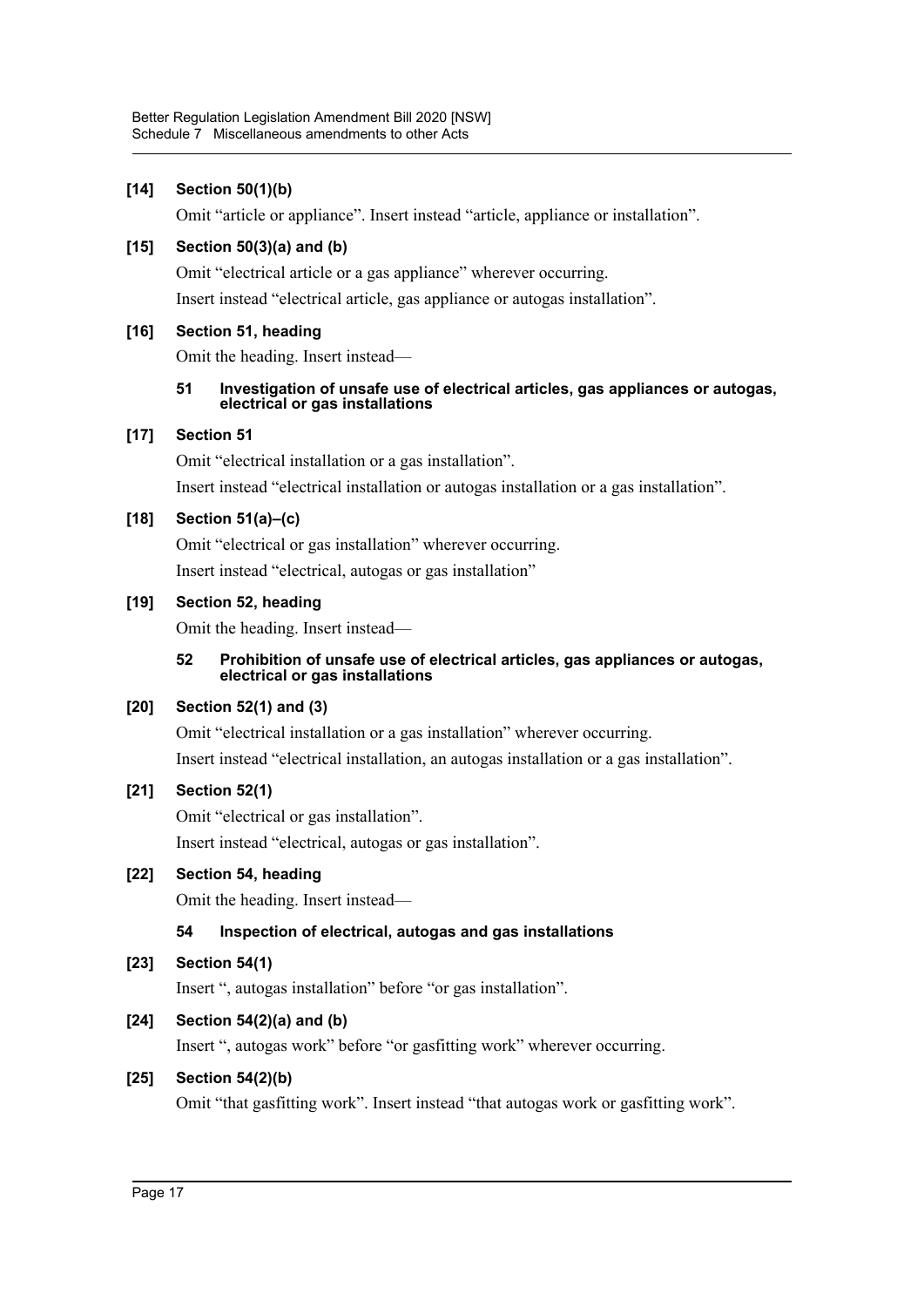**[14] Section 50(1)(b)**

Omit "article or appliance". Insert instead "article, appliance or installation".

**[15] Section 50(3)(a) and (b)**

Omit "electrical article or a gas appliance" wherever occurring.

Insert instead "electrical article, gas appliance or autogas installation".

**[16] Section 51, heading**

Omit the heading. Insert instead—

**51 Investigation of unsafe use of electrical articles, gas appliances or autogas, electrical or gas installations**

**[17] Section 51**

Omit "electrical installation or a gas installation".

Insert instead "electrical installation or autogas installation or a gas installation".

**[18] Section 51(a)–(c)**

Omit "electrical or gas installation" wherever occurring.

Insert instead "electrical, autogas or gas installation"

**[19] Section 52, heading**

Omit the heading. Insert instead—

**52 Prohibition of unsafe use of electrical articles, gas appliances or autogas, electrical or gas installations**

**[20] Section 52(1) and (3)**

Omit "electrical installation or a gas installation" wherever occurring.

Insert instead "electrical installation, an autogas installation or a gas installation".

**[21] Section 52(1)**

Omit "electrical or gas installation".

Insert instead "electrical, autogas or gas installation".

**[22] Section 54, heading**

Omit the heading. Insert instead—

**54 Inspection of electrical, autogas and gas installations**

**[23] Section 54(1)**

Insert ", autogas installation" before "or gas installation".

**[24] Section 54(2)(a) and (b)**

Insert ", autogas work" before "or gasfitting work" wherever occurring.

**[25] Section 54(2)(b)**

Omit "that gasfitting work". Insert instead "that autogas work or gasfitting work".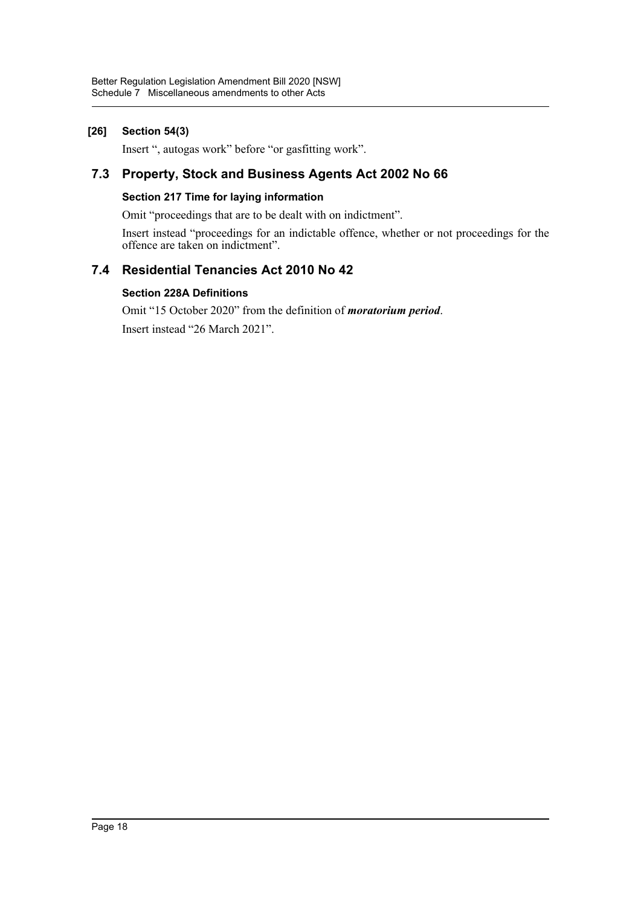### [26] Section 54(3)

Insert ", autogas work" before "or gasfitting work".

## 7.3 Property, Stock and Business Agents Act 2002 No 66

### Section 217 Time for laying information

Omit "proceedings that are to be dealt with on indictment".

Insert instead "proceedings for an indictable offence, whether or not proceedings for the offence are taken on indictment".

## 7.4 Residential Tenancies Act 2010 No 42

### Section 228A Definitions

Omit "15 October 2020" from the definition of ***moratorium period***.

Insert instead "26 March 2021".